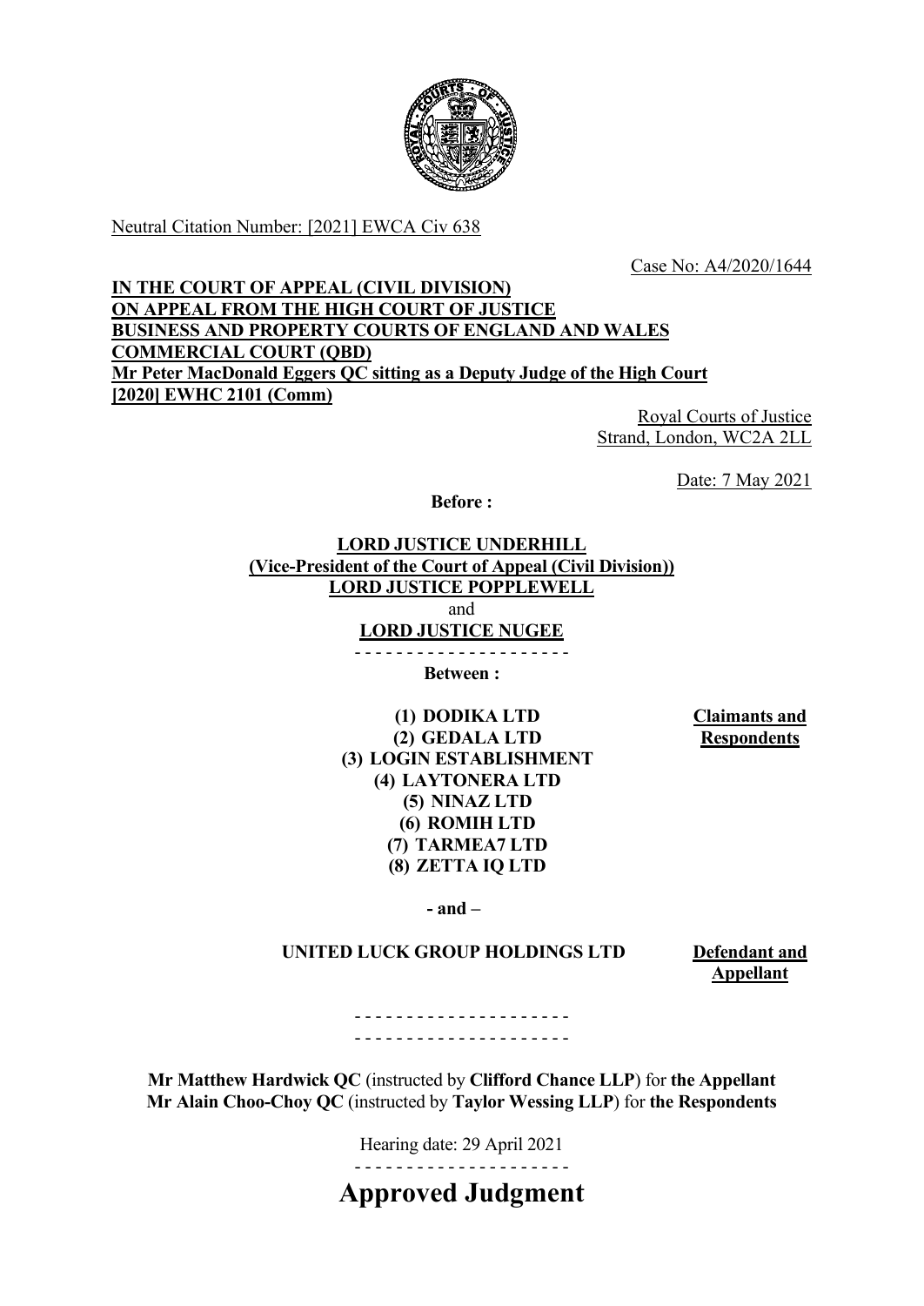Neutral Citation Number: [2021] EWCA Civ 638

Case No: A4/2020/1644

**IN THE COURT OF APPEAL (CIVIL DIVISION)**
**ON APPEAL FROM THE HIGH COURT OF JUSTICE**
**BUSINESS AND PROPERTY COURTS OF ENGLAND AND WALES**
**COMMERCIAL COURT (QBD)**
**Mr Peter MacDonald Eggers QC sitting as a Deputy Judge of the High Court**
**[2020] EWHC 2101 (Comm)**

Royal Courts of Justice
Strand, London, WC2A 2LL

Date: 7 May 2021

**Before :**

**LORD JUSTICE UNDERHILL**
**(Vice-President of the Court of Appeal (Civil Division))**
**LORD JUSTICE POPPLEWELL**
and
**LORD JUSTICE NUGEE**

- - - - - - - - - - - - - - - - - - - - -

**Between :**

| | |
|---|---|
| **(1) DODIKA LTD**<br>**(2) GEDALA LTD**<br>**(3) LOGIN ESTABLISHMENT**<br>**(4) LAYTONERA LTD**<br>**(5) NINAZ LTD**<br>**(6) ROMIH LTD**<br>**(7) TARMEA7 LTD**<br>**(8) ZETTA IQ LTD** | **Claimants and Respondents** |
| **- and –** | |
| **UNITED LUCK GROUP HOLDINGS LTD** | **Defendant and Appellant** |

- - - - - - - - - - - - - - - - - - - - -
- - - - - - - - - - - - - - - - - - - - -

**Mr Matthew Hardwick QC** (instructed by **Clifford Chance LLP**) for **the Appellant**
**Mr Alain Choo-Choy QC** (instructed by **Taylor Wessing LLP**) for **the Respondents**

Hearing date: 29 April 2021

- - - - - - - - - - - - - - - - - - - - -

# Approved Judgment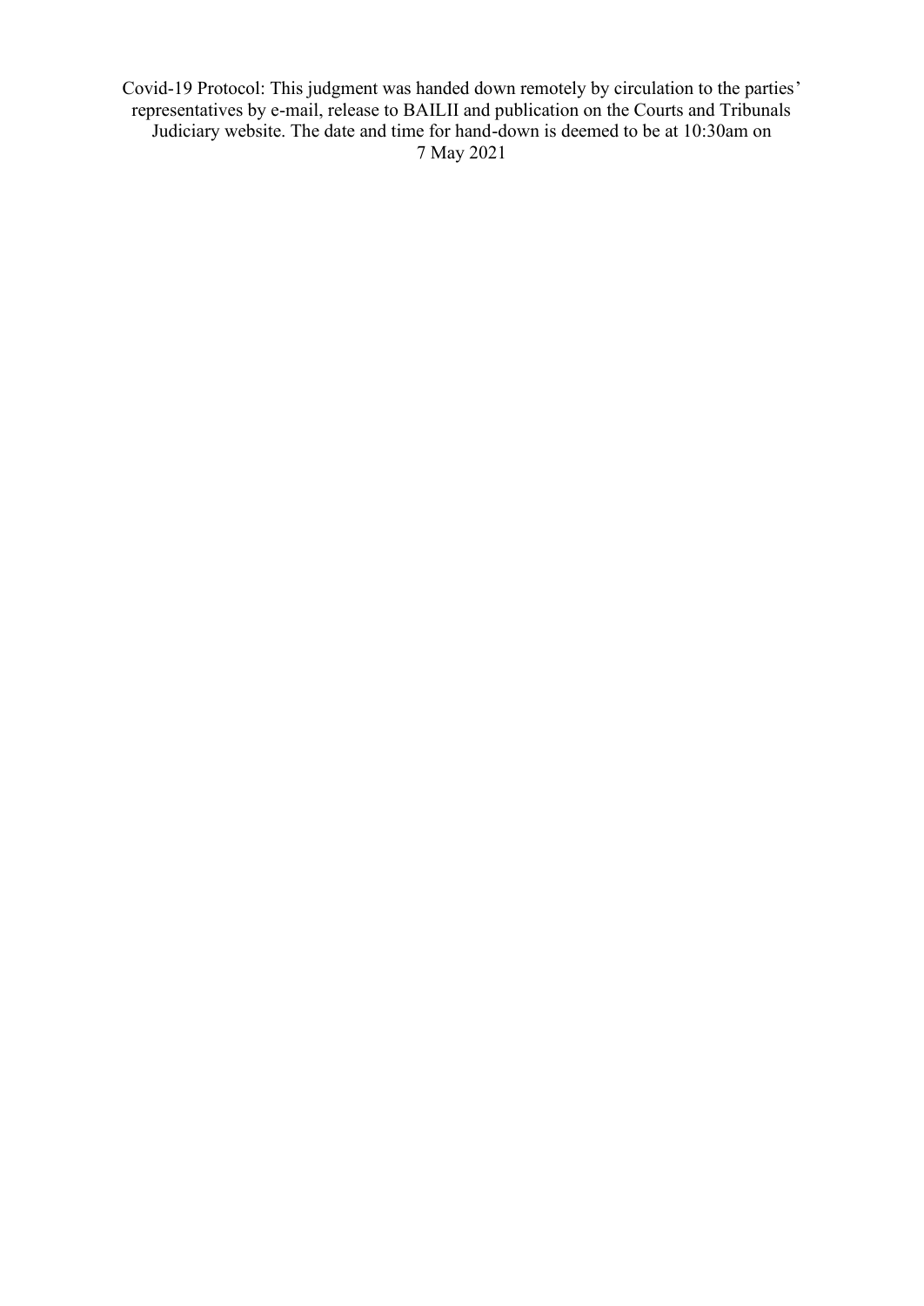Covid-19 Protocol: This judgment was handed down remotely by circulation to the parties' representatives by e-mail, release to BAILII and publication on the Courts and Tribunals Judiciary website. The date and time for hand-down is deemed to be at 10:30am on 7 May 2021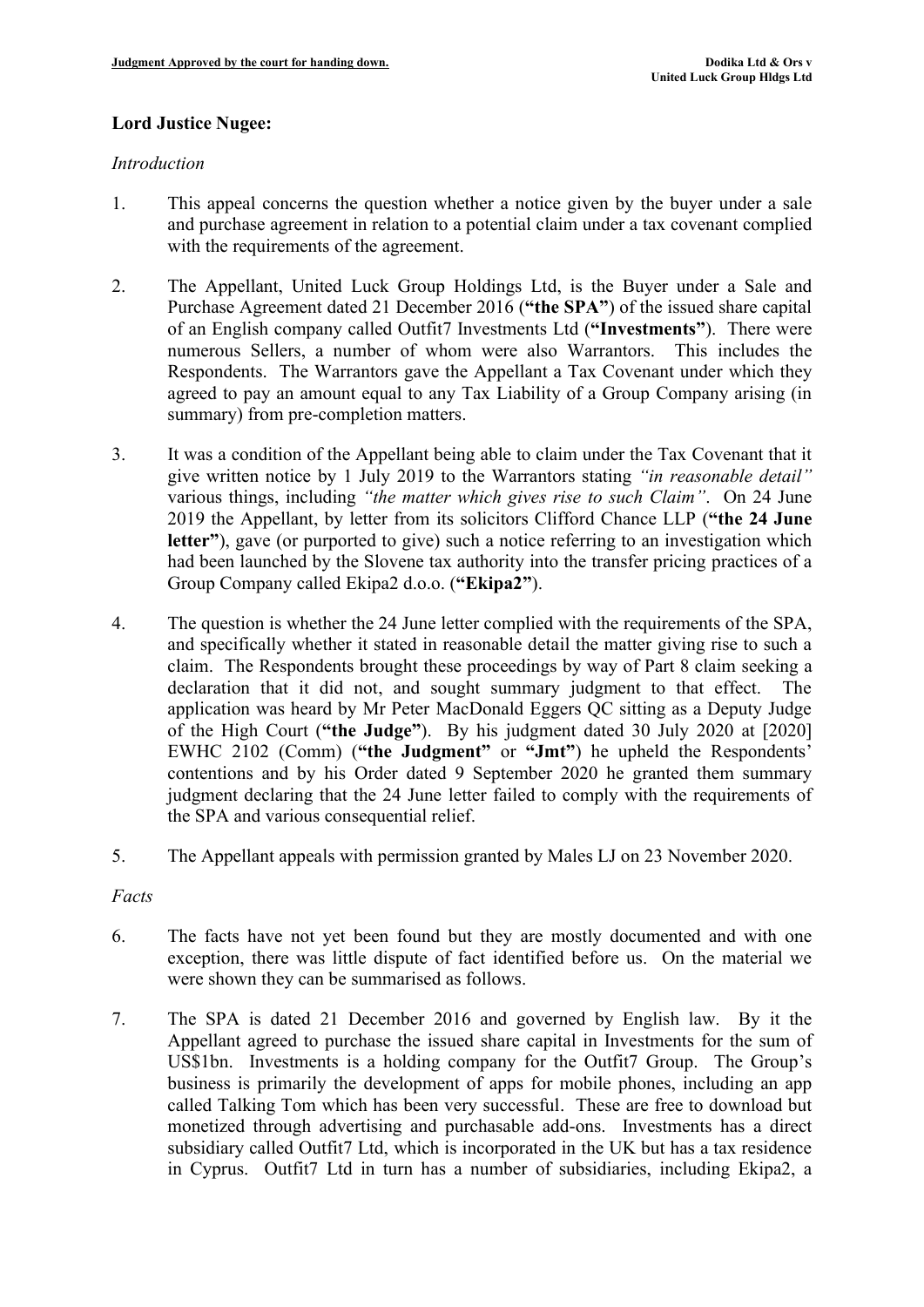**Lord Justice Nugee:**

*Introduction*

1. This appeal concerns the question whether a notice given by the buyer under a sale and purchase agreement in relation to a potential claim under a tax covenant complied with the requirements of the agreement.

2. The Appellant, United Luck Group Holdings Ltd, is the Buyer under a Sale and Purchase Agreement dated 21 December 2016 (**"the SPA"**) of the issued share capital of an English company called Outfit7 Investments Ltd (**"Investments"**). There were numerous Sellers, a number of whom were also Warrantors. This includes the Respondents. The Warrantors gave the Appellant a Tax Covenant under which they agreed to pay an amount equal to any Tax Liability of a Group Company arising (in summary) from pre-completion matters.

3. It was a condition of the Appellant being able to claim under the Tax Covenant that it give written notice by 1 July 2019 to the Warrantors stating *"in reasonable detail"* various things, including *"the matter which gives rise to such Claim"*. On 24 June 2019 the Appellant, by letter from its solicitors Clifford Chance LLP (**"the 24 June letter"**), gave (or purported to give) such a notice referring to an investigation which had been launched by the Slovene tax authority into the transfer pricing practices of a Group Company called Ekipa2 d.o.o. (**"Ekipa2"**).

4. The question is whether the 24 June letter complied with the requirements of the SPA, and specifically whether it stated in reasonable detail the matter giving rise to such a claim. The Respondents brought these proceedings by way of Part 8 claim seeking a declaration that it did not, and sought summary judgment to that effect. The application was heard by Mr Peter MacDonald Eggers QC sitting as a Deputy Judge of the High Court (**"the Judge"**). By his judgment dated 30 July 2020 at [2020] EWHC 2102 (Comm) (**"the Judgment"** or **"Jmt"**) he upheld the Respondents' contentions and by his Order dated 9 September 2020 he granted them summary judgment declaring that the 24 June letter failed to comply with the requirements of the SPA and various consequential relief.

5. The Appellant appeals with permission granted by Males LJ on 23 November 2020.

*Facts*

6. The facts have not yet been found but they are mostly documented and with one exception, there was little dispute of fact identified before us. On the material we were shown they can be summarised as follows.

7. The SPA is dated 21 December 2016 and governed by English law. By it the Appellant agreed to purchase the issued share capital in Investments for the sum of US$1bn. Investments is a holding company for the Outfit7 Group. The Group's business is primarily the development of apps for mobile phones, including an app called Talking Tom which has been very successful. These are free to download but monetized through advertising and purchasable add-ons. Investments has a direct subsidiary called Outfit7 Ltd, which is incorporated in the UK but has a tax residence in Cyprus. Outfit7 Ltd in turn has a number of subsidiaries, including Ekipa2, a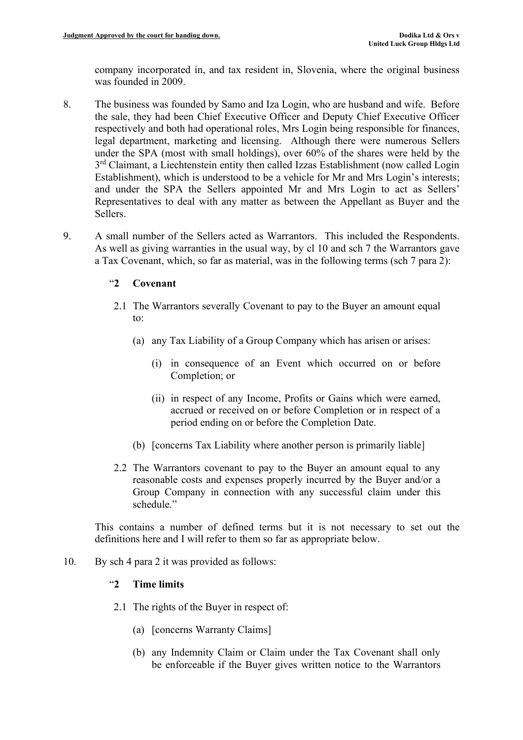company incorporated in, and tax resident in, Slovenia, where the original business was founded in 2009.

8. The business was founded by Samo and Iza Login, who are husband and wife. Before the sale, they had been Chief Executive Officer and Deputy Chief Executive Officer respectively and both had operational roles, Mrs Login being responsible for finances, legal department, marketing and licensing. Although there were numerous Sellers under the SPA (most with small holdings), over 60% of the shares were held by the 3rd Claimant, a Liechtenstein entity then called Izzas Establishment (now called Login Establishment), which is understood to be a vehicle for Mr and Mrs Login's interests; and under the SPA the Sellers appointed Mr and Mrs Login to act as Sellers' Representatives to deal with any matter as between the Appellant as Buyer and the Sellers.

9. A small number of the Sellers acted as Warrantors. This included the Respondents. As well as giving warranties in the usual way, by cl 10 and sch 7 the Warrantors gave a Tax Covenant, which, so far as material, was in the following terms (sch 7 para 2):

> "**2 Covenant**
>
> 2.1 The Warrantors severally Covenant to pay to the Buyer an amount equal to:
>
> (a) any Tax Liability of a Group Company which has arisen or arises:
>
> (i) in consequence of an Event which occurred on or before Completion; or
>
> (ii) in respect of any Income, Profits or Gains which were earned, accrued or received on or before Completion or in respect of a period ending on or before the Completion Date.
>
> (b) [concerns Tax Liability where another person is primarily liable]
>
> 2.2 The Warrantors covenant to pay to the Buyer an amount equal to any reasonable costs and expenses properly incurred by the Buyer and/or a Group Company in connection with any successful claim under this schedule."

This contains a number of defined terms but it is not necessary to set out the definitions here and I will refer to them so far as appropriate below.

10. By sch 4 para 2 it was provided as follows:

> "**2 Time limits**
>
> 2.1 The rights of the Buyer in respect of:
>
> (a) [concerns Warranty Claims]
>
> (b) any Indemnity Claim or Claim under the Tax Covenant shall only be enforceable if the Buyer gives written notice to the Warrantors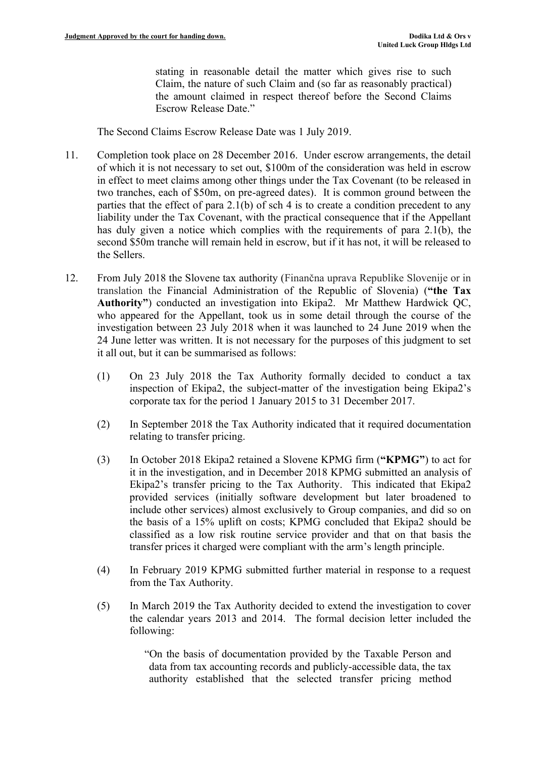stating in reasonable detail the matter which gives rise to such Claim, the nature of such Claim and (so far as reasonably practical) the amount claimed in respect thereof before the Second Claims Escrow Release Date."

The Second Claims Escrow Release Date was 1 July 2019.

11. Completion took place on 28 December 2016. Under escrow arrangements, the detail of which it is not necessary to set out, $100m of the consideration was held in escrow in effect to meet claims among other things under the Tax Covenant (to be released in two tranches, each of $50m, on pre-agreed dates). It is common ground between the parties that the effect of para 2.1(b) of sch 4 is to create a condition precedent to any liability under the Tax Covenant, with the practical consequence that if the Appellant has duly given a notice which complies with the requirements of para 2.1(b), the second $50m tranche will remain held in escrow, but if it has not, it will be released to the Sellers.

12. From July 2018 the Slovene tax authority (Finančna uprava Republike Slovenije or in translation the Financial Administration of the Republic of Slovenia) (**"the Tax Authority"**) conducted an investigation into Ekipa2. Mr Matthew Hardwick QC, who appeared for the Appellant, took us in some detail through the course of the investigation between 23 July 2018 when it was launched to 24 June 2019 when the 24 June letter was written. It is not necessary for the purposes of this judgment to set it all out, but it can be summarised as follows:

    (1) On 23 July 2018 the Tax Authority formally decided to conduct a tax inspection of Ekipa2, the subject-matter of the investigation being Ekipa2's corporate tax for the period 1 January 2015 to 31 December 2017.

    (2) In September 2018 the Tax Authority indicated that it required documentation relating to transfer pricing.

    (3) In October 2018 Ekipa2 retained a Slovene KPMG firm (**"KPMG"**) to act for it in the investigation, and in December 2018 KPMG submitted an analysis of Ekipa2's transfer pricing to the Tax Authority. This indicated that Ekipa2 provided services (initially software development but later broadened to include other services) almost exclusively to Group companies, and did so on the basis of a 15% uplift on costs; KPMG concluded that Ekipa2 should be classified as a low risk routine service provider and that on that basis the transfer prices it charged were compliant with the arm's length principle.

    (4) In February 2019 KPMG submitted further material in response to a request from the Tax Authority.

    (5) In March 2019 the Tax Authority decided to extend the investigation to cover the calendar years 2013 and 2014. The formal decision letter included the following:

    > "On the basis of documentation provided by the Taxable Person and data from tax accounting records and publicly-accessible data, the tax authority established that the selected transfer pricing method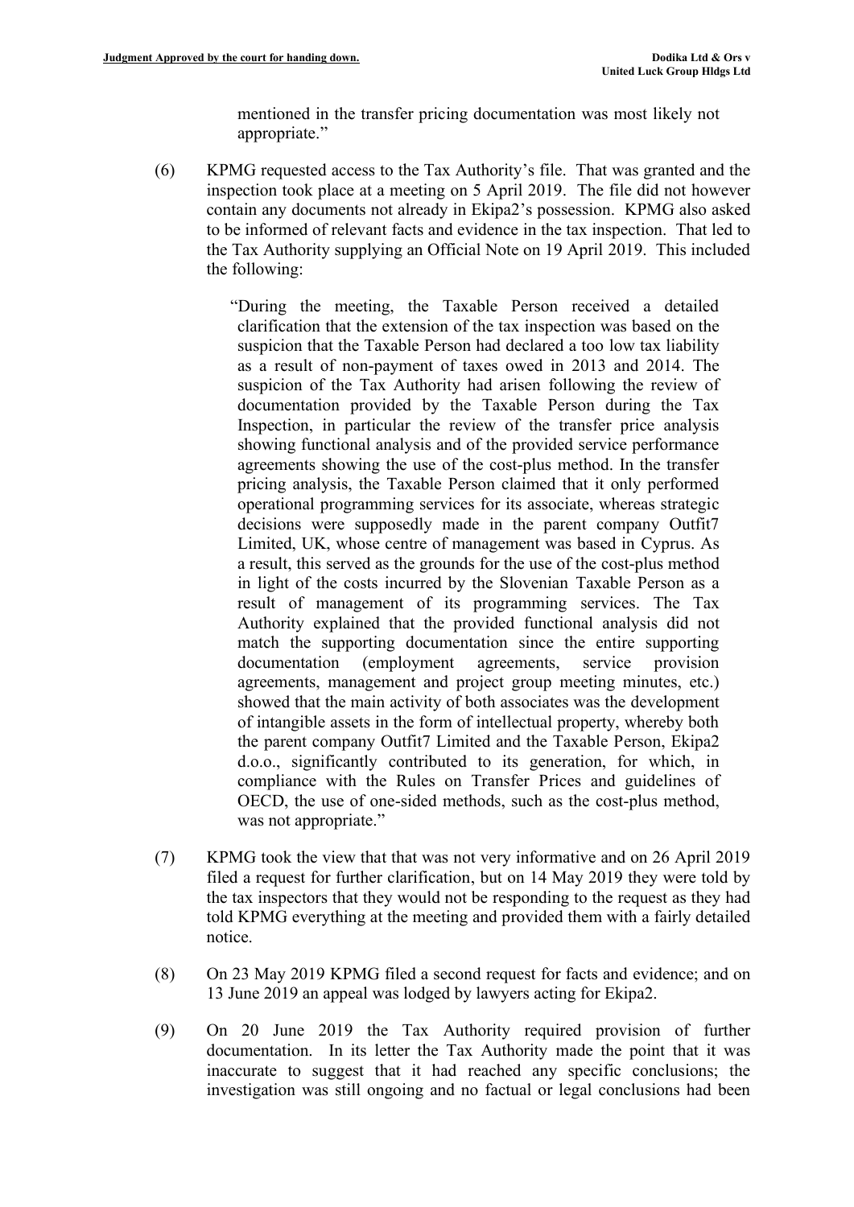mentioned in the transfer pricing documentation was most likely not appropriate."

(6) KPMG requested access to the Tax Authority's file. That was granted and the inspection took place at a meeting on 5 April 2019. The file did not however contain any documents not already in Ekipa2's possession. KPMG also asked to be informed of relevant facts and evidence in the tax inspection. That led to the Tax Authority supplying an Official Note on 19 April 2019. This included the following:

> "During the meeting, the Taxable Person received a detailed clarification that the extension of the tax inspection was based on the suspicion that the Taxable Person had declared a too low tax liability as a result of non-payment of taxes owed in 2013 and 2014. The suspicion of the Tax Authority had arisen following the review of documentation provided by the Taxable Person during the Tax Inspection, in particular the review of the transfer price analysis showing functional analysis and of the provided service performance agreements showing the use of the cost-plus method. In the transfer pricing analysis, the Taxable Person claimed that it only performed operational programming services for its associate, whereas strategic decisions were supposedly made in the parent company Outfit7 Limited, UK, whose centre of management was based in Cyprus. As a result, this served as the grounds for the use of the cost-plus method in light of the costs incurred by the Slovenian Taxable Person as a result of management of its programming services. The Tax Authority explained that the provided functional analysis did not match the supporting documentation since the entire supporting documentation (employment agreements, service provision agreements, management and project group meeting minutes, etc.) showed that the main activity of both associates was the development of intangible assets in the form of intellectual property, whereby both the parent company Outfit7 Limited and the Taxable Person, Ekipa2 d.o.o., significantly contributed to its generation, for which, in compliance with the Rules on Transfer Prices and guidelines of OECD, the use of one-sided methods, such as the cost-plus method, was not appropriate."

(7) KPMG took the view that that was not very informative and on 26 April 2019 filed a request for further clarification, but on 14 May 2019 they were told by the tax inspectors that they would not be responding to the request as they had told KPMG everything at the meeting and provided them with a fairly detailed notice.

(8) On 23 May 2019 KPMG filed a second request for facts and evidence; and on 13 June 2019 an appeal was lodged by lawyers acting for Ekipa2.

(9) On 20 June 2019 the Tax Authority required provision of further documentation. In its letter the Tax Authority made the point that it was inaccurate to suggest that it had reached any specific conclusions; the investigation was still ongoing and no factual or legal conclusions had been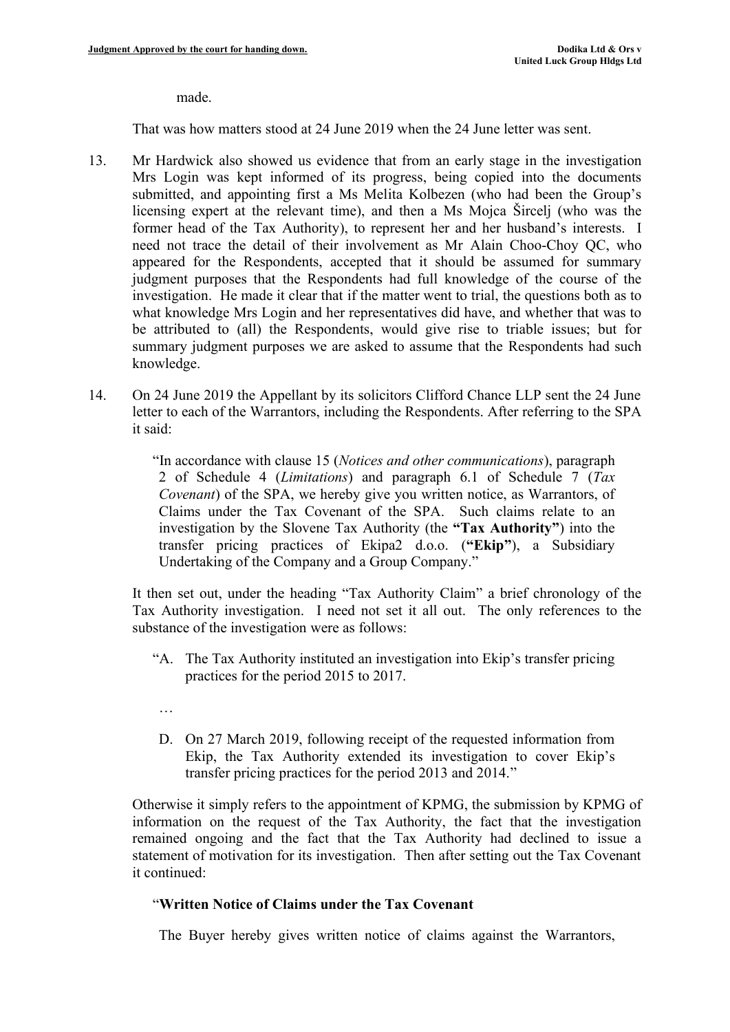made.

That was how matters stood at 24 June 2019 when the 24 June letter was sent.

13. Mr Hardwick also showed us evidence that from an early stage in the investigation Mrs Login was kept informed of its progress, being copied into the documents submitted, and appointing first a Ms Melita Kolbezen (who had been the Group's licensing expert at the relevant time), and then a Ms Mojca Šircelj (who was the former head of the Tax Authority), to represent her and her husband's interests. I need not trace the detail of their involvement as Mr Alain Choo-Choy QC, who appeared for the Respondents, accepted that it should be assumed for summary judgment purposes that the Respondents had full knowledge of the course of the investigation. He made it clear that if the matter went to trial, the questions both as to what knowledge Mrs Login and her representatives did have, and whether that was to be attributed to (all) the Respondents, would give rise to triable issues; but for summary judgment purposes we are asked to assume that the Respondents had such knowledge.

14. On 24 June 2019 the Appellant by its solicitors Clifford Chance LLP sent the 24 June letter to each of the Warrantors, including the Respondents. After referring to the SPA it said:

> "In accordance with clause 15 (*Notices and other communications*), paragraph 2 of Schedule 4 (*Limitations*) and paragraph 6.1 of Schedule 7 (*Tax Covenant*) of the SPA, we hereby give you written notice, as Warrantors, of Claims under the Tax Covenant of the SPA. Such claims relate to an investigation by the Slovene Tax Authority (the **"Tax Authority"**) into the transfer pricing practices of Ekipa2 d.o.o. (**"Ekip"**), a Subsidiary Undertaking of the Company and a Group Company."

It then set out, under the heading "Tax Authority Claim" a brief chronology of the Tax Authority investigation. I need not set it all out. The only references to the substance of the investigation were as follows:

> "A. The Tax Authority instituted an investigation into Ekip's transfer pricing practices for the period 2015 to 2017.
>
> …
>
> D. On 27 March 2019, following receipt of the requested information from Ekip, the Tax Authority extended its investigation to cover Ekip's transfer pricing practices for the period 2013 and 2014."

Otherwise it simply refers to the appointment of KPMG, the submission by KPMG of information on the request of the Tax Authority, the fact that the investigation remained ongoing and the fact that the Tax Authority had declined to issue a statement of motivation for its investigation. Then after setting out the Tax Covenant it continued:

> "**Written Notice of Claims under the Tax Covenant**
>
> The Buyer hereby gives written notice of claims against the Warrantors,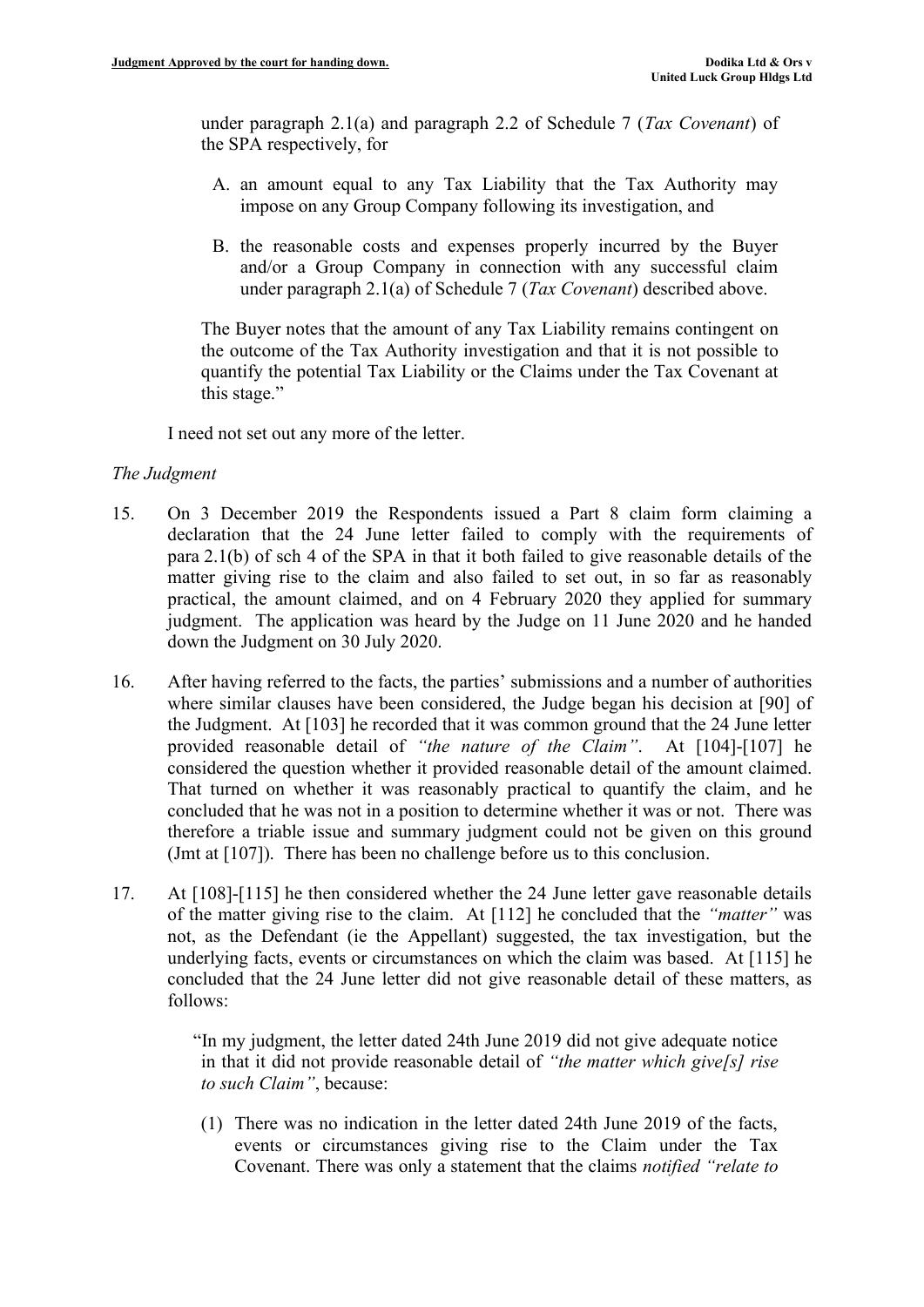under paragraph 2.1(a) and paragraph 2.2 of Schedule 7 (*Tax Covenant*) of the SPA respectively, for

A. an amount equal to any Tax Liability that the Tax Authority may impose on any Group Company following its investigation, and

B. the reasonable costs and expenses properly incurred by the Buyer and/or a Group Company in connection with any successful claim under paragraph 2.1(a) of Schedule 7 (*Tax Covenant*) described above.

The Buyer notes that the amount of any Tax Liability remains contingent on the outcome of the Tax Authority investigation and that it is not possible to quantify the potential Tax Liability or the Claims under the Tax Covenant at this stage."

I need not set out any more of the letter.

*The Judgment*

15. On 3 December 2019 the Respondents issued a Part 8 claim form claiming a declaration that the 24 June letter failed to comply with the requirements of para 2.1(b) of sch 4 of the SPA in that it both failed to give reasonable details of the matter giving rise to the claim and also failed to set out, in so far as reasonably practical, the amount claimed, and on 4 February 2020 they applied for summary judgment. The application was heard by the Judge on 11 June 2020 and he handed down the Judgment on 30 July 2020.

16. After having referred to the facts, the parties' submissions and a number of authorities where similar clauses have been considered, the Judge began his decision at [90] of the Judgment. At [103] he recorded that it was common ground that the 24 June letter provided reasonable detail of *"the nature of the Claim"*. At [104]-[107] he considered the question whether it provided reasonable detail of the amount claimed. That turned on whether it was reasonably practical to quantify the claim, and he concluded that he was not in a position to determine whether it was or not. There was therefore a triable issue and summary judgment could not be given on this ground (Jmt at [107]). There has been no challenge before us to this conclusion.

17. At [108]-[115] he then considered whether the 24 June letter gave reasonable details of the matter giving rise to the claim. At [112] he concluded that the *"matter"* was not, as the Defendant (ie the Appellant) suggested, the tax investigation, but the underlying facts, events or circumstances on which the claim was based. At [115] he concluded that the 24 June letter did not give reasonable detail of these matters, as follows:

   "In my judgment, the letter dated 24th June 2019 did not give adequate notice in that it did not provide reasonable detail of *"the matter which give[s] rise to such Claim"*, because:

   (1) There was no indication in the letter dated 24th June 2019 of the facts, events or circumstances giving rise to the Claim under the Tax Covenant. There was only a statement that the claims *notified "relate to*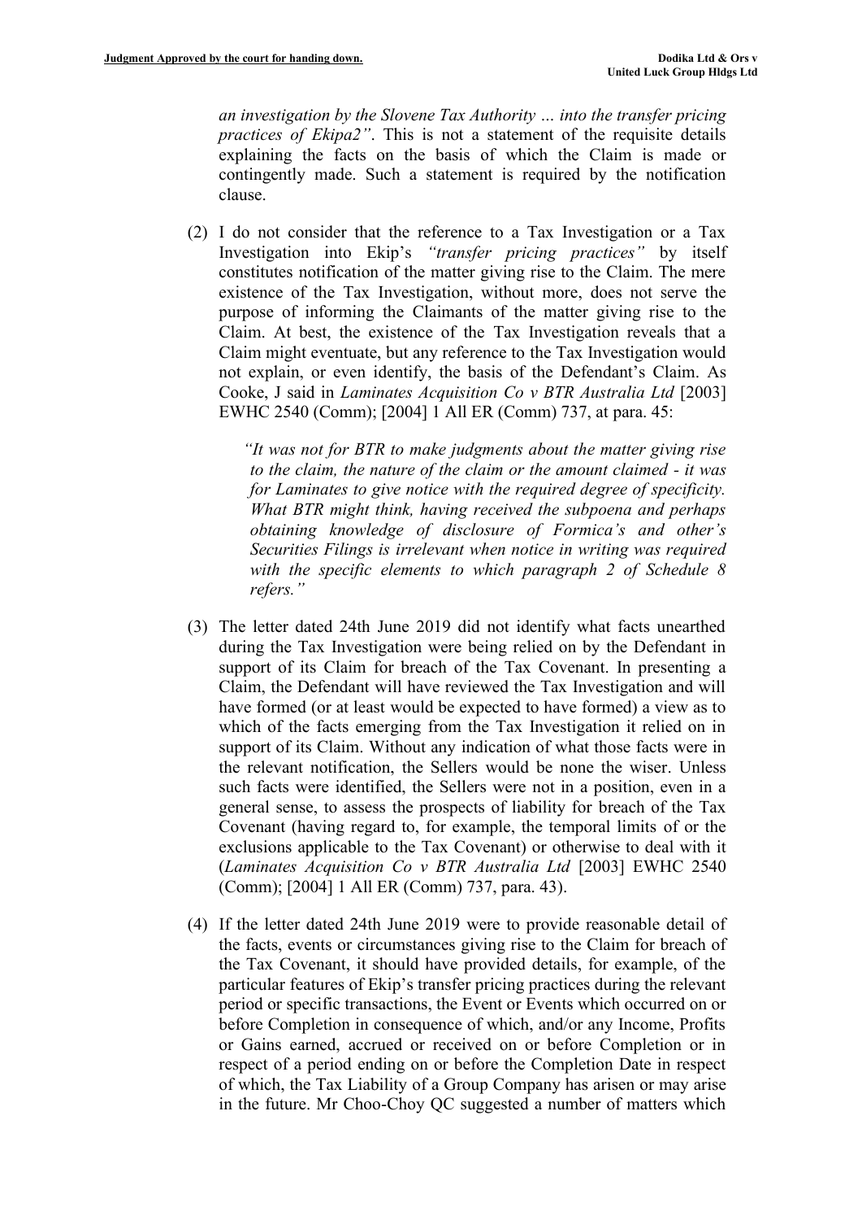*an investigation by the Slovene Tax Authority … into the transfer pricing practices of Ekipa2"*. This is not a statement of the requisite details explaining the facts on the basis of which the Claim is made or contingently made. Such a statement is required by the notification clause.

(2) I do not consider that the reference to a Tax Investigation or a Tax Investigation into Ekip's *"transfer pricing practices"* by itself constitutes notification of the matter giving rise to the Claim. The mere existence of the Tax Investigation, without more, does not serve the purpose of informing the Claimants of the matter giving rise to the Claim. At best, the existence of the Tax Investigation reveals that a Claim might eventuate, but any reference to the Tax Investigation would not explain, or even identify, the basis of the Defendant's Claim. As Cooke, J said in *Laminates Acquisition Co v BTR Australia Ltd* [2003] EWHC 2540 (Comm); [2004] 1 All ER (Comm) 737, at para. 45:

> *"It was not for BTR to make judgments about the matter giving rise to the claim, the nature of the claim or the amount claimed - it was for Laminates to give notice with the required degree of specificity. What BTR might think, having received the subpoena and perhaps obtaining knowledge of disclosure of Formica's and other's Securities Filings is irrelevant when notice in writing was required with the specific elements to which paragraph 2 of Schedule 8 refers."*

(3) The letter dated 24th June 2019 did not identify what facts unearthed during the Tax Investigation were being relied on by the Defendant in support of its Claim for breach of the Tax Covenant. In presenting a Claim, the Defendant will have reviewed the Tax Investigation and will have formed (or at least would be expected to have formed) a view as to which of the facts emerging from the Tax Investigation it relied on in support of its Claim. Without any indication of what those facts were in the relevant notification, the Sellers would be none the wiser. Unless such facts were identified, the Sellers were not in a position, even in a general sense, to assess the prospects of liability for breach of the Tax Covenant (having regard to, for example, the temporal limits of or the exclusions applicable to the Tax Covenant) or otherwise to deal with it (*Laminates Acquisition Co v BTR Australia Ltd* [2003] EWHC 2540 (Comm); [2004] 1 All ER (Comm) 737, para. 43).

(4) If the letter dated 24th June 2019 were to provide reasonable detail of the facts, events or circumstances giving rise to the Claim for breach of the Tax Covenant, it should have provided details, for example, of the particular features of Ekip's transfer pricing practices during the relevant period or specific transactions, the Event or Events which occurred on or before Completion in consequence of which, and/or any Income, Profits or Gains earned, accrued or received on or before Completion or in respect of a period ending on or before the Completion Date in respect of which, the Tax Liability of a Group Company has arisen or may arise in the future. Mr Choo-Choy QC suggested a number of matters which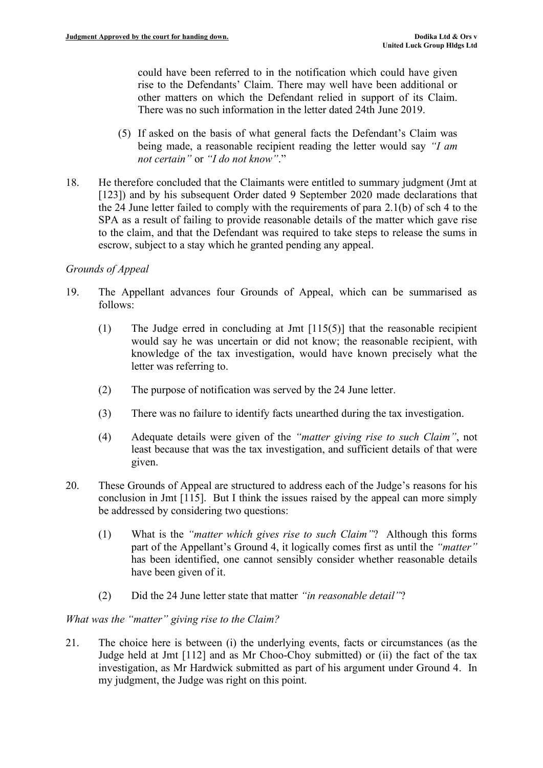could have been referred to in the notification which could have given rise to the Defendants' Claim. There may well have been additional or other matters on which the Defendant relied in support of its Claim. There was no such information in the letter dated 24th June 2019.

(5) If asked on the basis of what general facts the Defendant's Claim was being made, a reasonable recipient reading the letter would say *"I am not certain"* or *"I do not know"*."

18. He therefore concluded that the Claimants were entitled to summary judgment (Jmt at [123]) and by his subsequent Order dated 9 September 2020 made declarations that the 24 June letter failed to comply with the requirements of para 2.1(b) of sch 4 to the SPA as a result of failing to provide reasonable details of the matter which gave rise to the claim, and that the Defendant was required to take steps to release the sums in escrow, subject to a stay which he granted pending any appeal.

*Grounds of Appeal*

19. The Appellant advances four Grounds of Appeal, which can be summarised as follows:

    (1) The Judge erred in concluding at Jmt [115(5)] that the reasonable recipient would say he was uncertain or did not know; the reasonable recipient, with knowledge of the tax investigation, would have known precisely what the letter was referring to.

    (2) The purpose of notification was served by the 24 June letter.

    (3) There was no failure to identify facts unearthed during the tax investigation.

    (4) Adequate details were given of the *"matter giving rise to such Claim"*, not least because that was the tax investigation, and sufficient details of that were given.

20. These Grounds of Appeal are structured to address each of the Judge's reasons for his conclusion in Jmt [115]. But I think the issues raised by the appeal can more simply be addressed by considering two questions:

    (1) What is the *"matter which gives rise to such Claim"*? Although this forms part of the Appellant's Ground 4, it logically comes first as until the *"matter"* has been identified, one cannot sensibly consider whether reasonable details have been given of it.

    (2) Did the 24 June letter state that matter *"in reasonable detail"*?

*What was the "matter" giving rise to the Claim?*

21. The choice here is between (i) the underlying events, facts or circumstances (as the Judge held at Jmt [112] and as Mr Choo-Choy submitted) or (ii) the fact of the tax investigation, as Mr Hardwick submitted as part of his argument under Ground 4. In my judgment, the Judge was right on this point.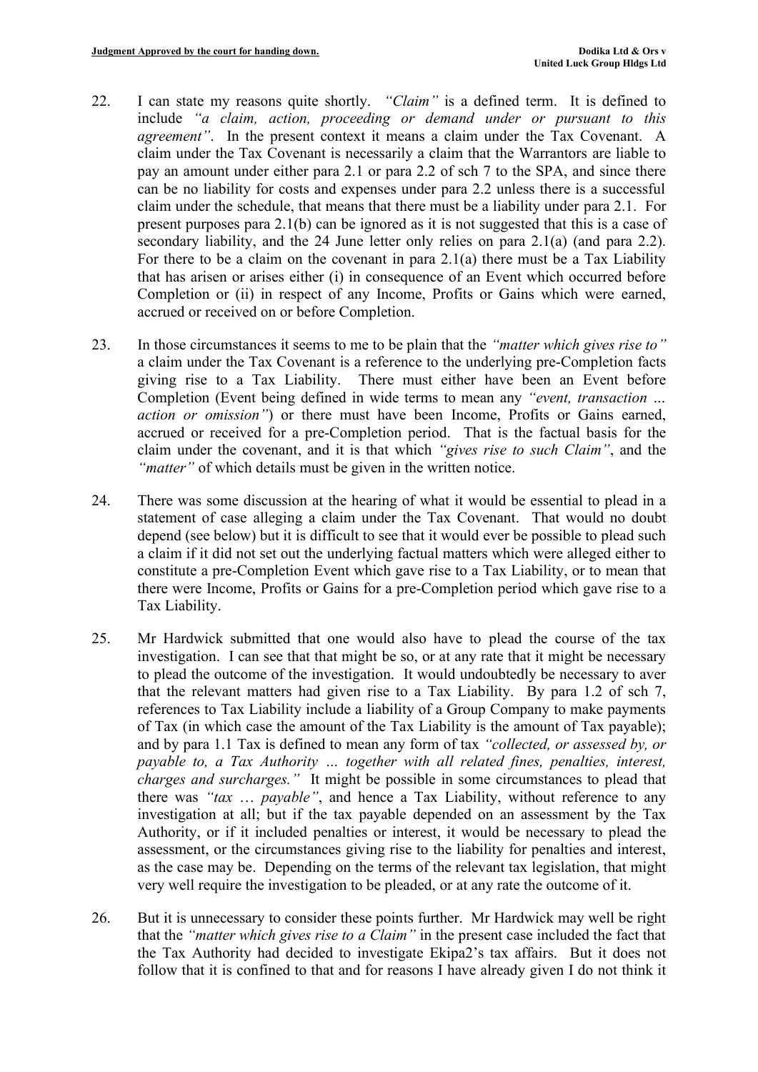22. I can state my reasons quite shortly. *"Claim"* is a defined term. It is defined to include *"a claim, action, proceeding or demand under or pursuant to this agreement"*. In the present context it means a claim under the Tax Covenant. A claim under the Tax Covenant is necessarily a claim that the Warrantors are liable to pay an amount under either para 2.1 or para 2.2 of sch 7 to the SPA, and since there can be no liability for costs and expenses under para 2.2 unless there is a successful claim under the schedule, that means that there must be a liability under para 2.1. For present purposes para 2.1(b) can be ignored as it is not suggested that this is a case of secondary liability, and the 24 June letter only relies on para 2.1(a) (and para 2.2). For there to be a claim on the covenant in para 2.1(a) there must be a Tax Liability that has arisen or arises either (i) in consequence of an Event which occurred before Completion or (ii) in respect of any Income, Profits or Gains which were earned, accrued or received on or before Completion.

23. In those circumstances it seems to me to be plain that the *"matter which gives rise to"* a claim under the Tax Covenant is a reference to the underlying pre-Completion facts giving rise to a Tax Liability. There must either have been an Event before Completion (Event being defined in wide terms to mean any *"event, transaction … action or omission"*) or there must have been Income, Profits or Gains earned, accrued or received for a pre-Completion period. That is the factual basis for the claim under the covenant, and it is that which *"gives rise to such Claim"*, and the *"matter"* of which details must be given in the written notice.

24. There was some discussion at the hearing of what it would be essential to plead in a statement of case alleging a claim under the Tax Covenant. That would no doubt depend (see below) but it is difficult to see that it would ever be possible to plead such a claim if it did not set out the underlying factual matters which were alleged either to constitute a pre-Completion Event which gave rise to a Tax Liability, or to mean that there were Income, Profits or Gains for a pre-Completion period which gave rise to a Tax Liability.

25. Mr Hardwick submitted that one would also have to plead the course of the tax investigation. I can see that that might be so, or at any rate that it might be necessary to plead the outcome of the investigation. It would undoubtedly be necessary to aver that the relevant matters had given rise to a Tax Liability. By para 1.2 of sch 7, references to Tax Liability include a liability of a Group Company to make payments of Tax (in which case the amount of the Tax Liability is the amount of Tax payable); and by para 1.1 Tax is defined to mean any form of tax *"collected, or assessed by, or payable to, a Tax Authority … together with all related fines, penalties, interest, charges and surcharges."* It might be possible in some circumstances to plead that there was *"tax … payable"*, and hence a Tax Liability, without reference to any investigation at all; but if the tax payable depended on an assessment by the Tax Authority, or if it included penalties or interest, it would be necessary to plead the assessment, or the circumstances giving rise to the liability for penalties and interest, as the case may be. Depending on the terms of the relevant tax legislation, that might very well require the investigation to be pleaded, or at any rate the outcome of it.

26. But it is unnecessary to consider these points further. Mr Hardwick may well be right that the *"matter which gives rise to a Claim"* in the present case included the fact that the Tax Authority had decided to investigate Ekipa2's tax affairs. But it does not follow that it is confined to that and for reasons I have already given I do not think it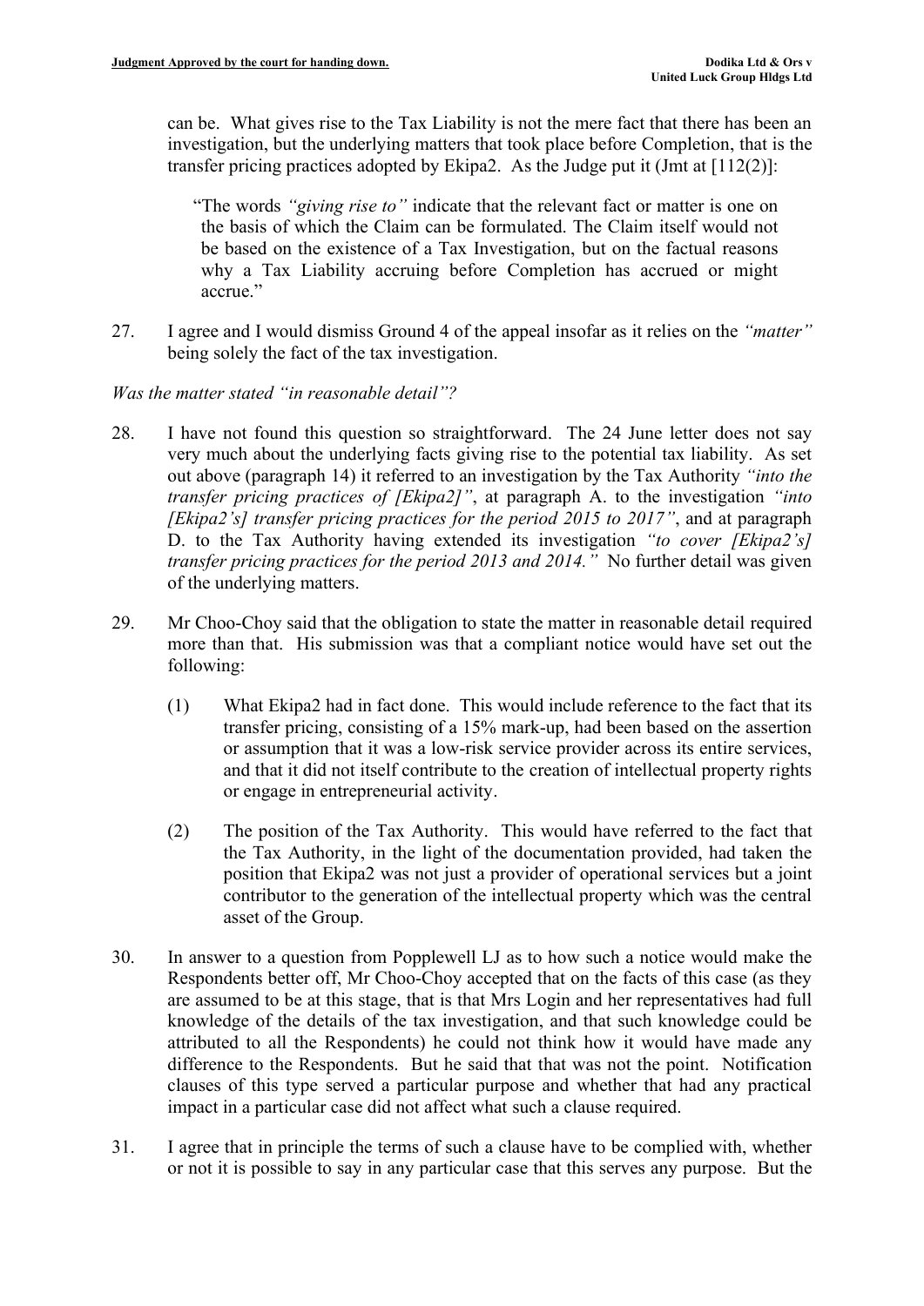can be. What gives rise to the Tax Liability is not the mere fact that there has been an investigation, but the underlying matters that took place before Completion, that is the transfer pricing practices adopted by Ekipa2. As the Judge put it (Jmt at [112(2)]:

> "The words *"giving rise to"* indicate that the relevant fact or matter is one on the basis of which the Claim can be formulated. The Claim itself would not be based on the existence of a Tax Investigation, but on the factual reasons why a Tax Liability accruing before Completion has accrued or might accrue."

27. I agree and I would dismiss Ground 4 of the appeal insofar as it relies on the *"matter"* being solely the fact of the tax investigation.

*Was the matter stated "in reasonable detail"?*

28. I have not found this question so straightforward. The 24 June letter does not say very much about the underlying facts giving rise to the potential tax liability. As set out above (paragraph 14) it referred to an investigation by the Tax Authority *"into the transfer pricing practices of [Ekipa2]"*, at paragraph A. to the investigation *"into [Ekipa2's] transfer pricing practices for the period 2015 to 2017"*, and at paragraph D. to the Tax Authority having extended its investigation *"to cover [Ekipa2's] transfer pricing practices for the period 2013 and 2014."* No further detail was given of the underlying matters.

29. Mr Choo-Choy said that the obligation to state the matter in reasonable detail required more than that. His submission was that a compliant notice would have set out the following:

    (1) What Ekipa2 had in fact done. This would include reference to the fact that its transfer pricing, consisting of a 15% mark-up, had been based on the assertion or assumption that it was a low-risk service provider across its entire services, and that it did not itself contribute to the creation of intellectual property rights or engage in entrepreneurial activity.

    (2) The position of the Tax Authority. This would have referred to the fact that the Tax Authority, in the light of the documentation provided, had taken the position that Ekipa2 was not just a provider of operational services but a joint contributor to the generation of the intellectual property which was the central asset of the Group.

30. In answer to a question from Popplewell LJ as to how such a notice would make the Respondents better off, Mr Choo-Choy accepted that on the facts of this case (as they are assumed to be at this stage, that is that Mrs Login and her representatives had full knowledge of the details of the tax investigation, and that such knowledge could be attributed to all the Respondents) he could not think how it would have made any difference to the Respondents. But he said that that was not the point. Notification clauses of this type served a particular purpose and whether that had any practical impact in a particular case did not affect what such a clause required.

31. I agree that in principle the terms of such a clause have to be complied with, whether or not it is possible to say in any particular case that this serves any purpose. But the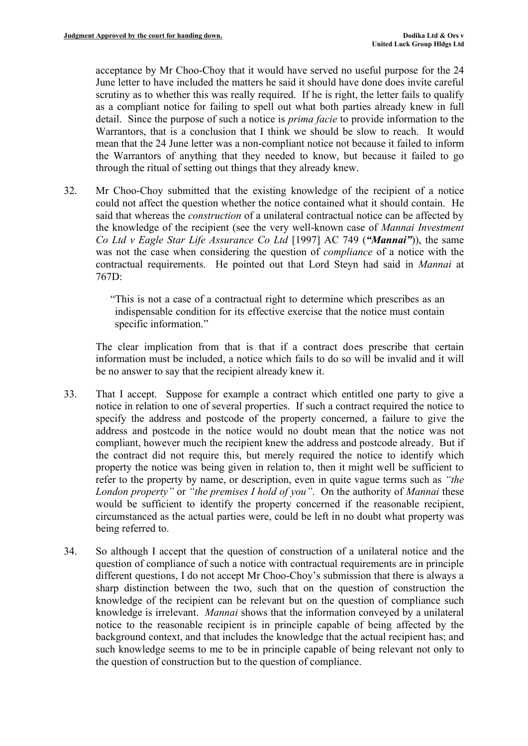acceptance by Mr Choo-Choy that it would have served no useful purpose for the 24 June letter to have included the matters he said it should have done does invite careful scrutiny as to whether this was really required. If he is right, the letter fails to qualify as a compliant notice for failing to spell out what both parties already knew in full detail. Since the purpose of such a notice is *prima facie* to provide information to the Warrantors, that is a conclusion that I think we should be slow to reach. It would mean that the 24 June letter was a non-compliant notice not because it failed to inform the Warrantors of anything that they needed to know, but because it failed to go through the ritual of setting out things that they already knew.

32. Mr Choo-Choy submitted that the existing knowledge of the recipient of a notice could not affect the question whether the notice contained what it should contain. He said that whereas the *construction* of a unilateral contractual notice can be affected by the knowledge of the recipient (see the very well-known case of *Mannai Investment Co Ltd v Eagle Star Life Assurance Co Ltd* [1997] AC 749 (***"Mannai"***)), the same was not the case when considering the question of *compliance* of a notice with the contractual requirements. He pointed out that Lord Steyn had said in *Mannai* at 767D:

> "This is not a case of a contractual right to determine which prescribes as an indispensable condition for its effective exercise that the notice must contain specific information."

The clear implication from that is that if a contract does prescribe that certain information must be included, a notice which fails to do so will be invalid and it will be no answer to say that the recipient already knew it.

33. That I accept. Suppose for example a contract which entitled one party to give a notice in relation to one of several properties. If such a contract required the notice to specify the address and postcode of the property concerned, a failure to give the address and postcode in the notice would no doubt mean that the notice was not compliant, however much the recipient knew the address and postcode already. But if the contract did not require this, but merely required the notice to identify which property the notice was being given in relation to, then it might well be sufficient to refer to the property by name, or description, even in quite vague terms such as *"the London property"* or *"the premises I hold of you"*. On the authority of *Mannai* these would be sufficient to identify the property concerned if the reasonable recipient, circumstanced as the actual parties were, could be left in no doubt what property was being referred to.

34. So although I accept that the question of construction of a unilateral notice and the question of compliance of such a notice with contractual requirements are in principle different questions, I do not accept Mr Choo-Choy's submission that there is always a sharp distinction between the two, such that on the question of construction the knowledge of the recipient can be relevant but on the question of compliance such knowledge is irrelevant. *Mannai* shows that the information conveyed by a unilateral notice to the reasonable recipient is in principle capable of being affected by the background context, and that includes the knowledge that the actual recipient has; and such knowledge seems to me to be in principle capable of being relevant not only to the question of construction but to the question of compliance.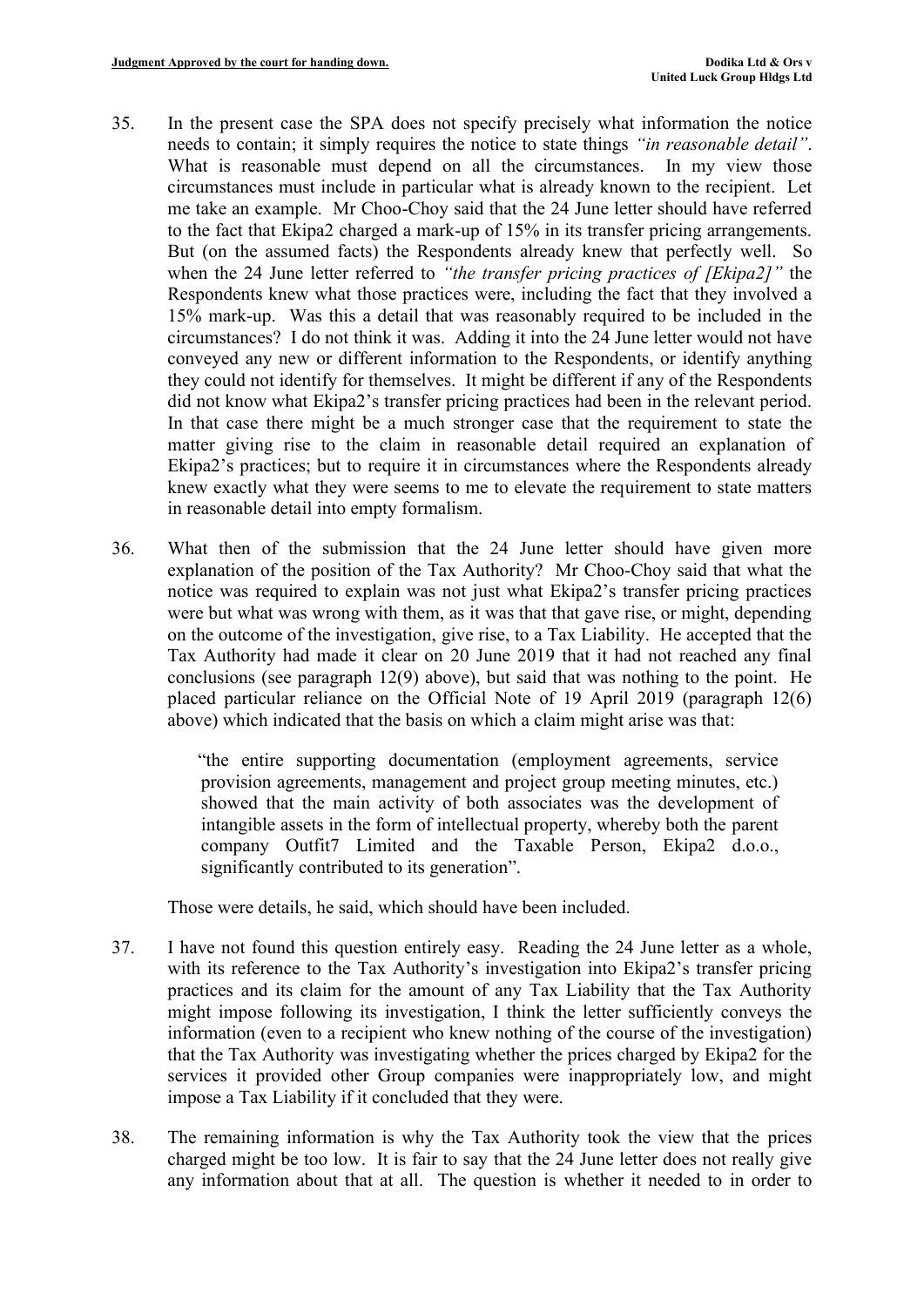35. In the present case the SPA does not specify precisely what information the notice needs to contain; it simply requires the notice to state things *"in reasonable detail"*. What is reasonable must depend on all the circumstances. In my view those circumstances must include in particular what is already known to the recipient. Let me take an example. Mr Choo-Choy said that the 24 June letter should have referred to the fact that Ekipa2 charged a mark-up of 15% in its transfer pricing arrangements. But (on the assumed facts) the Respondents already knew that perfectly well. So when the 24 June letter referred to *"the transfer pricing practices of [Ekipa2]"* the Respondents knew what those practices were, including the fact that they involved a 15% mark-up. Was this a detail that was reasonably required to be included in the circumstances? I do not think it was. Adding it into the 24 June letter would not have conveyed any new or different information to the Respondents, or identify anything they could not identify for themselves. It might be different if any of the Respondents did not know what Ekipa2's transfer pricing practices had been in the relevant period. In that case there might be a much stronger case that the requirement to state the matter giving rise to the claim in reasonable detail required an explanation of Ekipa2's practices; but to require it in circumstances where the Respondents already knew exactly what they were seems to me to elevate the requirement to state matters in reasonable detail into empty formalism.

36. What then of the submission that the 24 June letter should have given more explanation of the position of the Tax Authority? Mr Choo-Choy said that what the notice was required to explain was not just what Ekipa2's transfer pricing practices were but what was wrong with them, as it was that that gave rise, or might, depending on the outcome of the investigation, give rise, to a Tax Liability. He accepted that the Tax Authority had made it clear on 20 June 2019 that it had not reached any final conclusions (see paragraph 12(9) above), but said that was nothing to the point. He placed particular reliance on the Official Note of 19 April 2019 (paragraph 12(6) above) which indicated that the basis on which a claim might arise was that:

> "the entire supporting documentation (employment agreements, service provision agreements, management and project group meeting minutes, etc.) showed that the main activity of both associates was the development of intangible assets in the form of intellectual property, whereby both the parent company Outfit7 Limited and the Taxable Person, Ekipa2 d.o.o., significantly contributed to its generation".

Those were details, he said, which should have been included.

37. I have not found this question entirely easy. Reading the 24 June letter as a whole, with its reference to the Tax Authority's investigation into Ekipa2's transfer pricing practices and its claim for the amount of any Tax Liability that the Tax Authority might impose following its investigation, I think the letter sufficiently conveys the information (even to a recipient who knew nothing of the course of the investigation) that the Tax Authority was investigating whether the prices charged by Ekipa2 for the services it provided other Group companies were inappropriately low, and might impose a Tax Liability if it concluded that they were.

38. The remaining information is why the Tax Authority took the view that the prices charged might be too low. It is fair to say that the 24 June letter does not really give any information about that at all. The question is whether it needed to in order to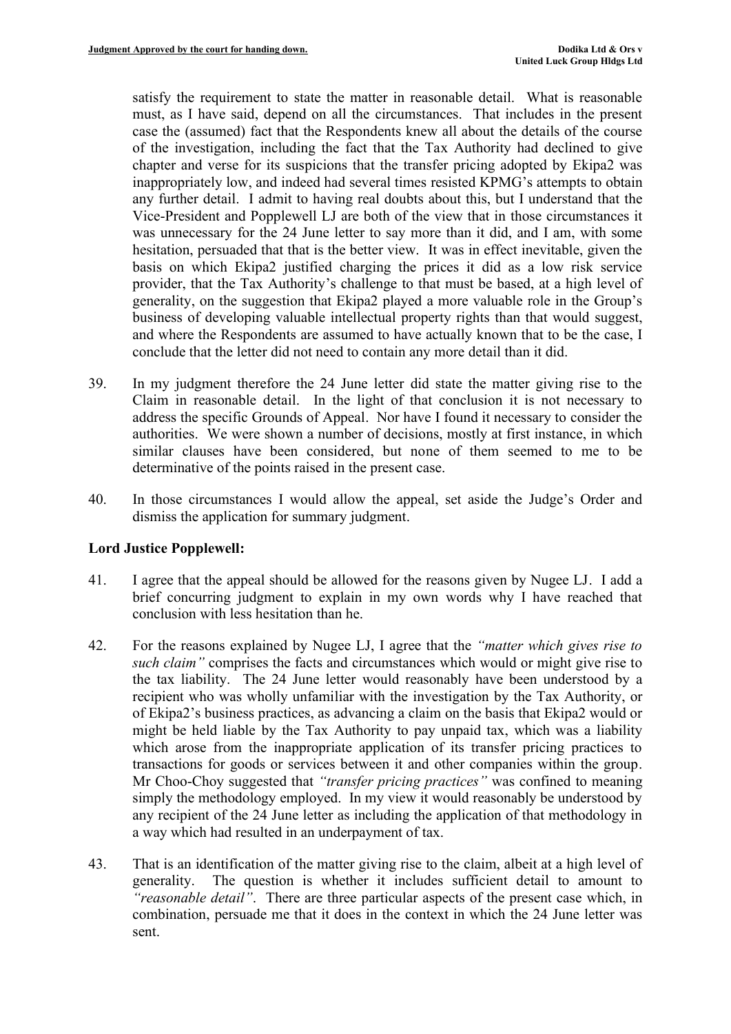satisfy the requirement to state the matter in reasonable detail. What is reasonable must, as I have said, depend on all the circumstances. That includes in the present case the (assumed) fact that the Respondents knew all about the details of the course of the investigation, including the fact that the Tax Authority had declined to give chapter and verse for its suspicions that the transfer pricing adopted by Ekipa2 was inappropriately low, and indeed had several times resisted KPMG's attempts to obtain any further detail. I admit to having real doubts about this, but I understand that the Vice-President and Popplewell LJ are both of the view that in those circumstances it was unnecessary for the 24 June letter to say more than it did, and I am, with some hesitation, persuaded that that is the better view. It was in effect inevitable, given the basis on which Ekipa2 justified charging the prices it did as a low risk service provider, that the Tax Authority's challenge to that must be based, at a high level of generality, on the suggestion that Ekipa2 played a more valuable role in the Group's business of developing valuable intellectual property rights than that would suggest, and where the Respondents are assumed to have actually known that to be the case, I conclude that the letter did not need to contain any more detail than it did.

39. In my judgment therefore the 24 June letter did state the matter giving rise to the Claim in reasonable detail. In the light of that conclusion it is not necessary to address the specific Grounds of Appeal. Nor have I found it necessary to consider the authorities. We were shown a number of decisions, mostly at first instance, in which similar clauses have been considered, but none of them seemed to me to be determinative of the points raised in the present case.

40. In those circumstances I would allow the appeal, set aside the Judge's Order and dismiss the application for summary judgment.

### Lord Justice Popplewell:

41. I agree that the appeal should be allowed for the reasons given by Nugee LJ. I add a brief concurring judgment to explain in my own words why I have reached that conclusion with less hesitation than he.

42. For the reasons explained by Nugee LJ, I agree that the *"matter which gives rise to such claim"* comprises the facts and circumstances which would or might give rise to the tax liability. The 24 June letter would reasonably have been understood by a recipient who was wholly unfamiliar with the investigation by the Tax Authority, or of Ekipa2's business practices, as advancing a claim on the basis that Ekipa2 would or might be held liable by the Tax Authority to pay unpaid tax, which was a liability which arose from the inappropriate application of its transfer pricing practices to transactions for goods or services between it and other companies within the group. Mr Choo-Choy suggested that *"transfer pricing practices"* was confined to meaning simply the methodology employed. In my view it would reasonably be understood by any recipient of the 24 June letter as including the application of that methodology in a way which had resulted in an underpayment of tax.

43. That is an identification of the matter giving rise to the claim, albeit at a high level of generality. The question is whether it includes sufficient detail to amount to *"reasonable detail"*. There are three particular aspects of the present case which, in combination, persuade me that it does in the context in which the 24 June letter was sent.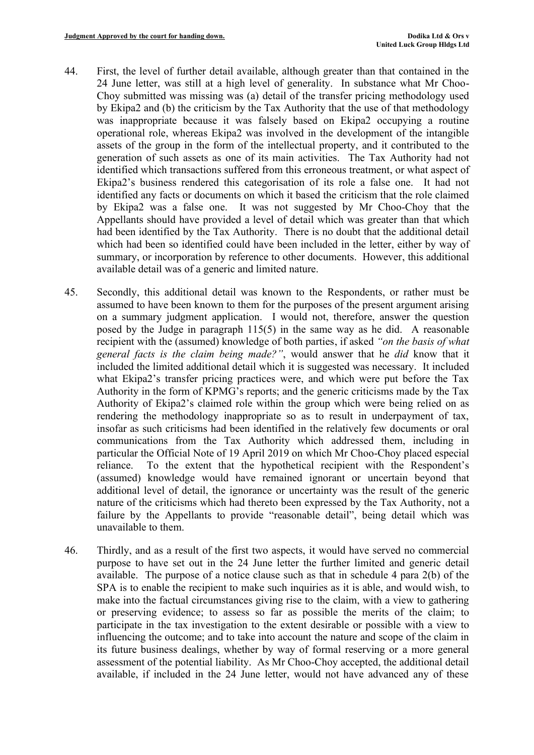44. First, the level of further detail available, although greater than that contained in the 24 June letter, was still at a high level of generality. In substance what Mr Choo-Choy submitted was missing was (a) detail of the transfer pricing methodology used by Ekipa2 and (b) the criticism by the Tax Authority that the use of that methodology was inappropriate because it was falsely based on Ekipa2 occupying a routine operational role, whereas Ekipa2 was involved in the development of the intangible assets of the group in the form of the intellectual property, and it contributed to the generation of such assets as one of its main activities. The Tax Authority had not identified which transactions suffered from this erroneous treatment, or what aspect of Ekipa2's business rendered this categorisation of its role a false one. It had not identified any facts or documents on which it based the criticism that the role claimed by Ekipa2 was a false one. It was not suggested by Mr Choo-Choy that the Appellants should have provided a level of detail which was greater than that which had been identified by the Tax Authority. There is no doubt that the additional detail which had been so identified could have been included in the letter, either by way of summary, or incorporation by reference to other documents. However, this additional available detail was of a generic and limited nature.

45. Secondly, this additional detail was known to the Respondents, or rather must be assumed to have been known to them for the purposes of the present argument arising on a summary judgment application. I would not, therefore, answer the question posed by the Judge in paragraph 115(5) in the same way as he did. A reasonable recipient with the (assumed) knowledge of both parties, if asked *"on the basis of what general facts is the claim being made?"*, would answer that he *did* know that it included the limited additional detail which it is suggested was necessary. It included what Ekipa2's transfer pricing practices were, and which were put before the Tax Authority in the form of KPMG's reports; and the generic criticisms made by the Tax Authority of Ekipa2's claimed role within the group which were being relied on as rendering the methodology inappropriate so as to result in underpayment of tax, insofar as such criticisms had been identified in the relatively few documents or oral communications from the Tax Authority which addressed them, including in particular the Official Note of 19 April 2019 on which Mr Choo-Choy placed especial reliance. To the extent that the hypothetical recipient with the Respondent's (assumed) knowledge would have remained ignorant or uncertain beyond that additional level of detail, the ignorance or uncertainty was the result of the generic nature of the criticisms which had thereto been expressed by the Tax Authority, not a failure by the Appellants to provide "reasonable detail", being detail which was unavailable to them.

46. Thirdly, and as a result of the first two aspects, it would have served no commercial purpose to have set out in the 24 June letter the further limited and generic detail available. The purpose of a notice clause such as that in schedule 4 para 2(b) of the SPA is to enable the recipient to make such inquiries as it is able, and would wish, to make into the factual circumstances giving rise to the claim, with a view to gathering or preserving evidence; to assess so far as possible the merits of the claim; to participate in the tax investigation to the extent desirable or possible with a view to influencing the outcome; and to take into account the nature and scope of the claim in its future business dealings, whether by way of formal reserving or a more general assessment of the potential liability. As Mr Choo-Choy accepted, the additional detail available, if included in the 24 June letter, would not have advanced any of these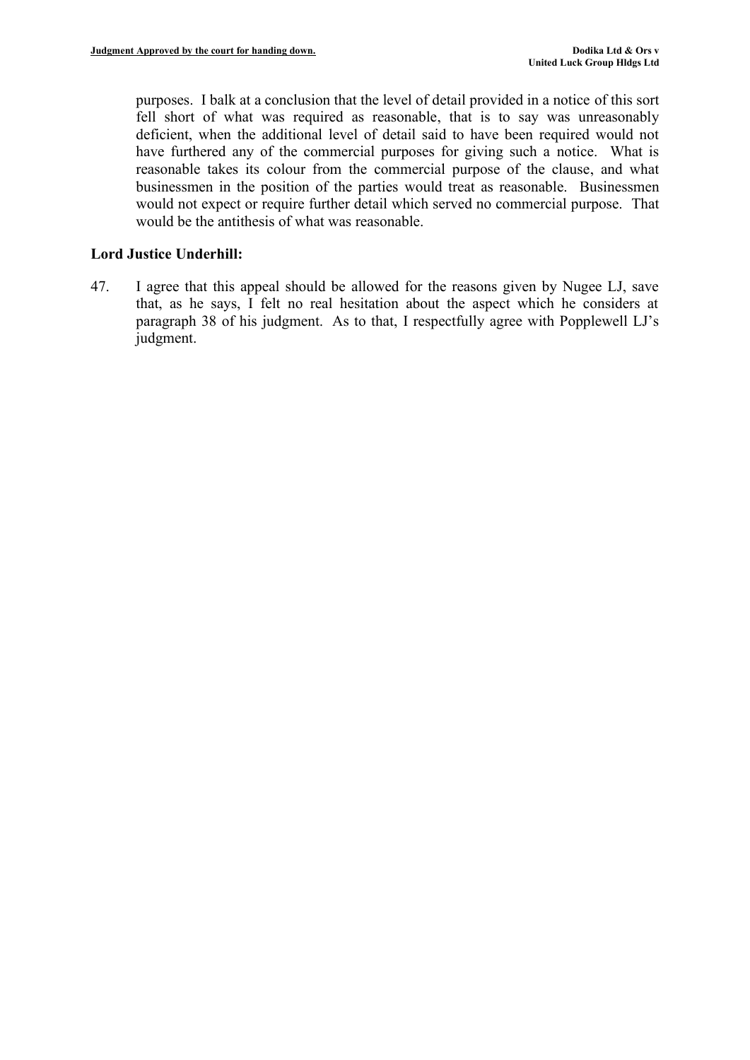purposes. I balk at a conclusion that the level of detail provided in a notice of this sort fell short of what was required as reasonable, that is to say was unreasonably deficient, when the additional level of detail said to have been required would not have furthered any of the commercial purposes for giving such a notice. What is reasonable takes its colour from the commercial purpose of the clause, and what businessmen in the position of the parties would treat as reasonable. Businessmen would not expect or require further detail which served no commercial purpose. That would be the antithesis of what was reasonable.

**Lord Justice Underhill:**

47. I agree that this appeal should be allowed for the reasons given by Nugee LJ, save that, as he says, I felt no real hesitation about the aspect which he considers at paragraph 38 of his judgment. As to that, I respectfully agree with Popplewell LJ's judgment.